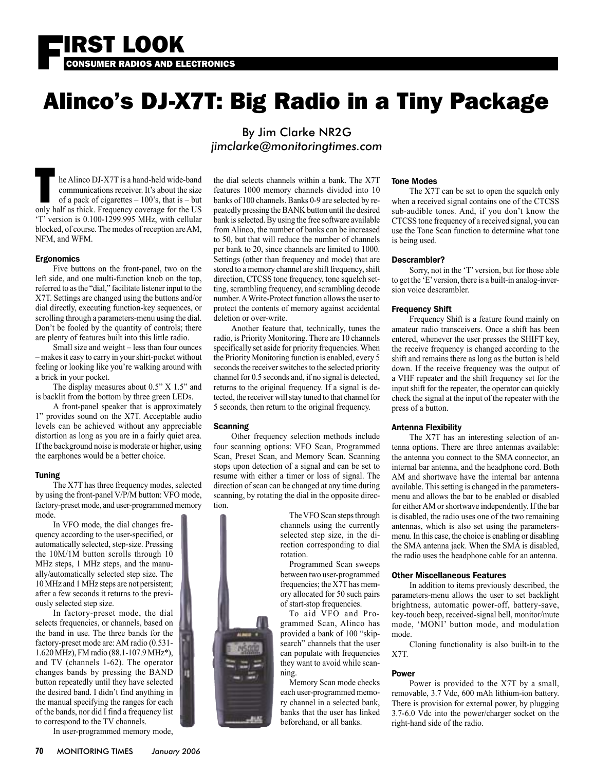# FIRST LOOK

CONSUMER RADIOS AND ELECTRONICS

# Alinco's DJ-X7T: Big Radio in a Tiny Package

By Jim Clarke NR2G
*jimclarke@monitoringtimes.com*

The Alinco DJ-X7T is a hand-held wide-band communications receiver. It's about the size of a pack of cigarettes – 100's, that is – but only half as thick. Frequency coverage for the US 'T' version is 0.100-1299.995 MHz, with cellular blocked, of course. The modes of reception are AM, NFM, and WFM.

### Ergonomics

Five buttons on the front-panel, two on the left side, and one multi-function knob on the top, referred to as the "dial," facilitate listener input to the X7T. Settings are changed using the buttons and/or dial directly, executing function-key sequences, or scrolling through a parameters-menu using the dial. Don't be fooled by the quantity of controls; there are plenty of features built into this little radio.

Small size and weight – less than four ounces – makes it easy to carry in your shirt-pocket without feeling or looking like you're walking around with a brick in your pocket.

The display measures about 0.5" X 1.5" and is backlit from the bottom by three green LEDs.

A front-panel speaker that is approximately 1" provides sound on the X7T. Acceptable audio levels can be achieved without any appreciable distortion as long as you are in a fairly quiet area. If the background noise is moderate or higher, using the earphones would be a better choice.

### Tuning

The X7T has three frequency modes, selected by using the front-panel V/P/M button: VFO mode, factory-preset mode, and user-programmed memory mode.

In VFO mode, the dial changes frequency according to the user-specified, or automatically selected, step-size. Pressing the 10M/1M button scrolls through 10 MHz steps, 1 MHz steps, and the manually/automatically selected step size. The 10 MHz and 1 MHz steps are not persistent; after a few seconds it returns to the previously selected step size.

In factory-preset mode, the dial selects frequencies, or channels, based on the band in use. The three bands for the factory-preset mode are: AM radio (0.531-1.620 MHz), FM radio (88.1-107.9 MHz*), and TV (channels 1-62). The operator changes bands by pressing the BAND button repeatedly until they have selected the desired band. I didn't find anything in the manual specifying the ranges for each of the bands, nor did I find a frequency list to correspond to the TV channels.

In user-programmed memory mode, the dial selects channels within a bank. The X7T features 1000 memory channels divided into 10 banks of 100 channels. Banks 0-9 are selected by repeatedly pressing the BANK button until the desired bank is selected. By using the free software available from Alinco, the number of banks can be increased to 50, but that will reduce the number of channels per bank to 20, since channels are limited to 1000. Settings (other than frequency and mode) that are stored to a memory channel are shift frequency, shift direction, CTCSS tone frequency, tone squelch setting, scrambling frequency, and scrambling decode number. A Write-Protect function allows the user to protect the contents of memory against accidental deletion or over-write.

Another feature that, technically, tunes the radio, is Priority Monitoring. There are 10 channels specifically set aside for priority frequencies. When the Priority Monitoring function is enabled, every 5 seconds the receiver switches to the selected priority channel for 0.5 seconds and, if no signal is detected, returns to the original frequency. If a signal is detected, the receiver will stay tuned to that channel for 5 seconds, then return to the original frequency.

### Scanning

Other frequency selection methods include four scanning options: VFO Scan, Programmed Scan, Preset Scan, and Memory Scan. Scanning stops upon detection of a signal and can be set to resume with either a timer or loss of signal. The direction of scan can be changed at any time during scanning, by rotating the dial in the opposite direction.

The VFO Scan steps through channels using the currently selected step size, in the direction corresponding to dial rotation.

Programmed Scan sweeps between two user-programmed frequencies; the X7T has memory allocated for 50 such pairs of start-stop frequencies.

To aid VFO and Programmed Scan, Alinco has provided a bank of 100 "skip-search" channels that the user can populate with frequencies they want to avoid while scanning.

Memory Scan mode checks each user-programmed memory channel in a selected bank, banks that the user has linked beforehand, or all banks.

### Tone Modes

The X7T can be set to open the squelch only when a received signal contains one of the CTCSS sub-audible tones. And, if you don't know the CTCSS tone frequency of a received signal, you can use the Tone Scan function to determine what tone is being used.

### Descrambler?

Sorry, not in the 'T' version, but for those able to get the 'E' version, there is a built-in analog-inversion voice descrambler.

### Frequency Shift

Frequency Shift is a feature found mainly on amateur radio transceivers. Once a shift has been entered, whenever the user presses the SHIFT key, the receive frequency is changed according to the shift and remains there as long as the button is held down. If the receive frequency was the output of a VHF repeater and the shift frequency set for the input shift for the repeater, the operator can quickly check the signal at the input of the repeater with the press of a button.

### Antenna Flexibility

The X7T has an interesting selection of antenna options. There are three antennas available: the antenna you connect to the SMA connector, an internal bar antenna, and the headphone cord. Both AM and shortwave have the internal bar antenna available. This setting is changed in the parameters-menu and allows the bar to be enabled or disabled for either AM or shortwave independently. If the bar is disabled, the radio uses one of the two remaining antennas, which is also set using the parameters-menu. In this case, the choice is enabling or disabling the SMA antenna jack. When the SMA is disabled, the radio uses the headphone cable for an antenna.

### Other Miscellaneous Features

In addition to items previously described, the parameters-menu allows the user to set backlight brightness, automatic power-off, battery-save, key-touch beep, received-signal bell, monitor/mute mode, 'MONI' button mode, and modulation mode.

Cloning functionality is also built-in to the X7T.

### Power

Power is provided to the X7T by a small, removable, 3.7 Vdc, 600 mAh lithium-ion battery. There is provision for external power, by plugging 3.7-6.0 Vdc into the power/charger socket on the right-hand side of the radio.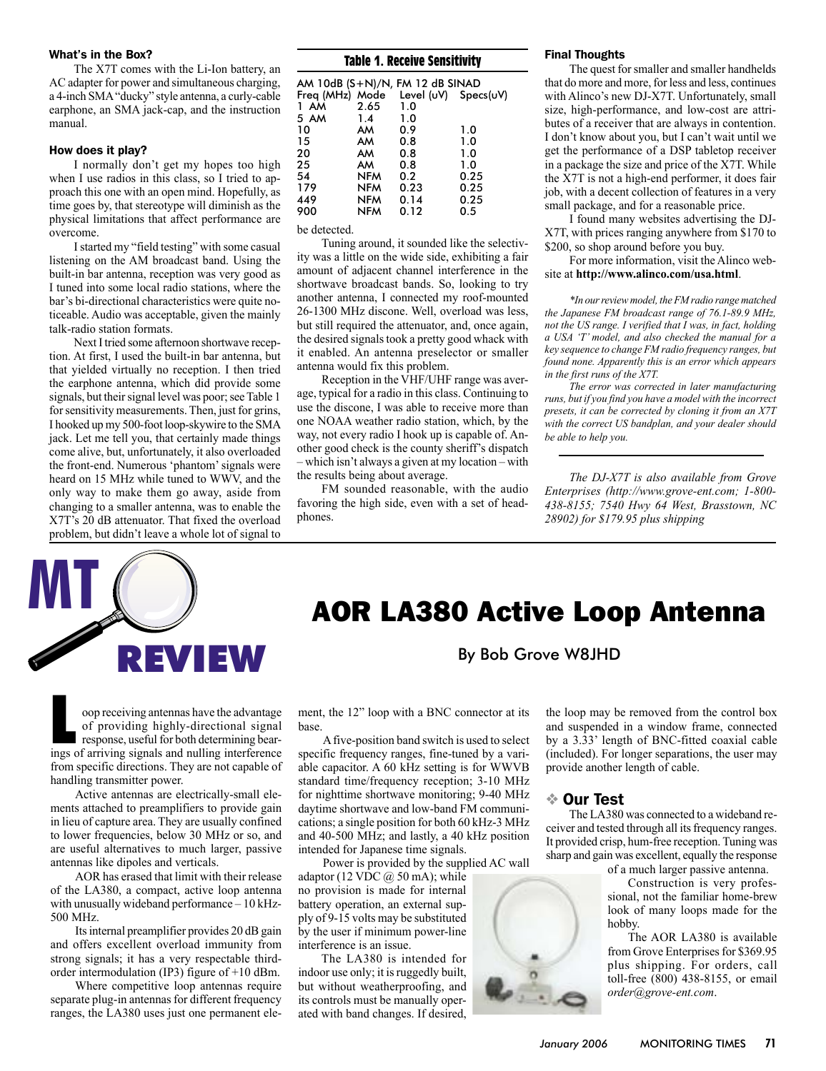### What's in the Box?

The X7T comes with the Li-Ion battery, an AC adapter for power and simultaneous charging, a 4-inch SMA "ducky" style antenna, a curly-cable earphone, an SMA jack-cap, and the instruction manual.

### How does it play?

I normally don't get my hopes too high when I use radios in this class, so I tried to approach this one with an open mind. Hopefully, as time goes by, that stereotype will diminish as the physical limitations that affect performance are overcome.

I started my "field testing" with some casual listening on the AM broadcast band. Using the built-in bar antenna, reception was very good as I tuned into some local radio stations, where the bar's bi-directional characteristics were quite noticeable. Audio was acceptable, given the mainly talk-radio station formats.

Next I tried some afternoon shortwave reception. At first, I used the built-in bar antenna, but that yielded virtually no reception. I then tried the earphone antenna, which did provide some signals, but their signal level was poor; see Table 1 for sensitivity measurements. Then, just for grins, I hooked up my 500-foot loop-skywire to the SMA jack. Let me tell you, that certainly made things come alive, but, unfortunately, it also overloaded the front-end. Numerous 'phantom' signals were heard on 15 MHz while tuned to WWV, and the only way to make them go away, aside from changing to a smaller antenna, was to enable the X7T's 20 dB attenuator. That fixed the overload problem, but didn't leave a whole lot of signal to be detected.

**Table 1. Receive Sensitivity**

AM 10dB (S+N)/N, FM 12 dB SINAD

| Freq (MHz) | Mode | Level (uV) | Specs(uV) |
|---|---|---|---|
| 1 | AM | 2.65 | 1.0 |
| 5 | AM | 1.4 | 1.0 |
| 10 | AM | 0.9 | 1.0 |
| 15 | AM | 0.8 | 1.0 |
| 20 | AM | 0.8 | 1.0 |
| 25 | AM | 0.8 | 1.0 |
| 54 | NFM | 0.2 | 0.25 |
| 179 | NFM | 0.23 | 0.25 |
| 449 | NFM | 0.14 | 0.25 |
| 900 | NFM | 0.12 | 0.5 |

Tuning around, it sounded like the selectivity was a little on the wide side, exhibiting a fair amount of adjacent channel interference in the shortwave broadcast bands. So, looking to try another antenna, I connected my roof-mounted 26-1300 MHz discone. Well, overload was less, but still required the attenuator, and, once again, the desired signals took a pretty good whack with it enabled. An antenna preselector or smaller antenna would fix this problem.

Reception in the VHF/UHF range was average, typical for a radio in this class. Continuing to use the discone, I was able to receive more than one NOAA weather radio station, which, by the way, not every radio I hook up is capable of. Another good check is the county sheriff's dispatch – which isn't always a given at my location – with the results being about average.

FM sounded reasonable, with the audio favoring the high side, even with a set of headphones.

### Final Thoughts

The quest for smaller and smaller handhelds that do more and more, for less and less, continues with Alinco's new DJ-X7T. Unfortunately, small size, high-performance, and low-cost are attributes of a receiver that are always in contention. I don't know about you, but I can't wait until we get the performance of a DSP tabletop receiver in a package the size and price of the X7T. While the X7T is not a high-end performer, it does fair job, with a decent collection of features in a very small package, and for a reasonable price.

I found many websites advertising the DJ-X7T, with prices ranging anywhere from $170 to $200, so shop around before you buy.

For more information, visit the Alinco website at **http://www.alinco.com/usa.html**.

*\*In our review model, the FM radio range matched the Japanese FM broadcast range of 76.1-89.9 MHz, not the US range. I verified that I was, in fact, holding a USA 'T' model, and also checked the manual for a key sequence to change FM radio frequency ranges, but found none. Apparently this is an error which appears in the first runs of the X7T.*

*The error was corrected in later manufacturing runs, but if you find you have a model with the incorrect presets, it can be corrected by cloning it from an X7T with the correct US bandplan, and your dealer should be able to help you.*

*The DJ-X7T is also available from Grove Enterprises (http://www.grove-ent.com; 1-800-438-8155; 7540 Hwy 64 West, Brasstown, NC 28902) for $179.95 plus shipping*

MT REVIEW

# AOR LA380 Active Loop Antenna

By Bob Grove W8JHD

Loop receiving antennas have the advantage of providing highly-directional signal response, useful for both determining bearings of arriving signals and nulling interference from specific directions. They are not capable of handling transmitter power.

Active antennas are electrically-small elements attached to preamplifiers to provide gain in lieu of capture area. They are usually confined to lower frequencies, below 30 MHz or so, and are useful alternatives to much larger, passive antennas like dipoles and verticals.

AOR has erased that limit with their release of the LA380, a compact, active loop antenna with unusually wideband performance – 10 kHz-500 MHz.

Its internal preamplifier provides 20 dB gain and offers excellent overload immunity from strong signals; it has a very respectable third-order intermodulation (IP3) figure of +10 dBm.

Where competitive loop antennas require separate plug-in antennas for different frequency ranges, the LA380 uses just one permanent element, the 12" loop with a BNC connector at its base.

A five-position band switch is used to select specific frequency ranges, fine-tuned by a variable capacitor. A 60 kHz setting is for WWVB standard time/frequency reception; 3-10 MHz for nighttime shortwave monitoring; 9-40 MHz daytime shortwave and low-band FM communications; a single position for both 60 kHz-3 MHz and 40-500 MHz; and lastly, a 40 kHz position intended for Japanese time signals.

Power is provided by the supplied AC wall adaptor (12 VDC @ 50 mA); while no provision is made for internal battery operation, an external supply of 9-15 volts may be substituted by the user if minimum power-line interference is an issue.

The LA380 is intended for indoor use only; it is ruggedly built, but without weatherproofing, and its controls must be manually operated with band changes. If desired, the loop may be removed from the control box and suspended in a window frame, connected by a 3.33' length of BNC-fitted coaxial cable (included). For longer separations, the user may provide another length of cable.

## Our Test

The LA380 was connected to a wideband receiver and tested through all its frequency ranges. It provided crisp, hum-free reception. Tuning was sharp and gain was excellent, equally the response of a much larger passive antenna.

Construction is very professional, not the familiar home-brew look of many loops made for the hobby.

The AOR LA380 is available from Grove Enterprises for $369.95 plus shipping. For orders, call toll-free (800) 438-8155, or email *order@grove-ent.com*.